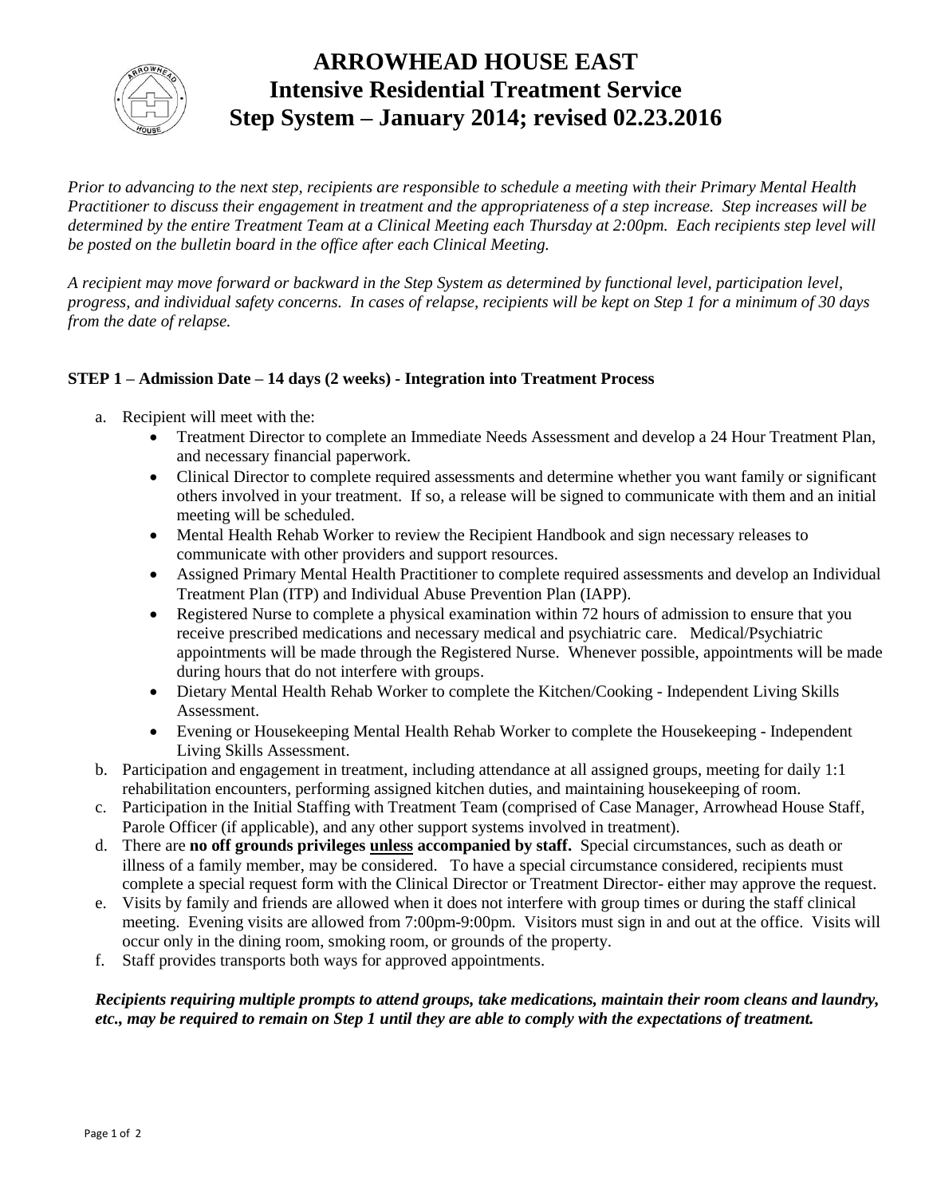# ARROWHEAD HOUSE EAST
## Intensive Residential Treatment Service
## Step System – January 2014; revised 02.23.2016

*Prior to advancing to the next step, recipients are responsible to schedule a meeting with their Primary Mental Health Practitioner to discuss their engagement in treatment and the appropriateness of a step increase. Step increases will be determined by the entire Treatment Team at a Clinical Meeting each Thursday at 2:00pm. Each recipients step level will be posted on the bulletin board in the office after each Clinical Meeting.*

*A recipient may move forward or backward in the Step System as determined by functional level, participation level, progress, and individual safety concerns. In cases of relapse, recipients will be kept on Step 1 for a minimum of 30 days from the date of relapse.*

### STEP 1 – Admission Date – 14 days (2 weeks) - Integration into Treatment Process

a. Recipient will meet with the:
   - Treatment Director to complete an Immediate Needs Assessment and develop a 24 Hour Treatment Plan, and necessary financial paperwork.
   - Clinical Director to complete required assessments and determine whether you want family or significant others involved in your treatment. If so, a release will be signed to communicate with them and an initial meeting will be scheduled.
   - Mental Health Rehab Worker to review the Recipient Handbook and sign necessary releases to communicate with other providers and support resources.
   - Assigned Primary Mental Health Practitioner to complete required assessments and develop an Individual Treatment Plan (ITP) and Individual Abuse Prevention Plan (IAPP).
   - Registered Nurse to complete a physical examination within 72 hours of admission to ensure that you receive prescribed medications and necessary medical and psychiatric care. Medical/Psychiatric appointments will be made through the Registered Nurse. Whenever possible, appointments will be made during hours that do not interfere with groups.
   - Dietary Mental Health Rehab Worker to complete the Kitchen/Cooking - Independent Living Skills Assessment.
   - Evening or Housekeeping Mental Health Rehab Worker to complete the Housekeeping - Independent Living Skills Assessment.

b. Participation and engagement in treatment, including attendance at all assigned groups, meeting for daily 1:1 rehabilitation encounters, performing assigned kitchen duties, and maintaining housekeeping of room.

c. Participation in the Initial Staffing with Treatment Team (comprised of Case Manager, Arrowhead House Staff, Parole Officer (if applicable), and any other support systems involved in treatment).

d. There are **no off grounds privileges <u>unless</u> accompanied by staff.** Special circumstances, such as death or illness of a family member, may be considered. To have a special circumstance considered, recipients must complete a special request form with the Clinical Director or Treatment Director- either may approve the request.

e. Visits by family and friends are allowed when it does not interfere with group times or during the staff clinical meeting. Evening visits are allowed from 7:00pm-9:00pm. Visitors must sign in and out at the office. Visits will occur only in the dining room, smoking room, or grounds of the property.

f. Staff provides transports both ways for approved appointments.

***Recipients requiring multiple prompts to attend groups, take medications, maintain their room cleans and laundry, etc., may be required to remain on Step 1 until they are able to comply with the expectations of treatment.***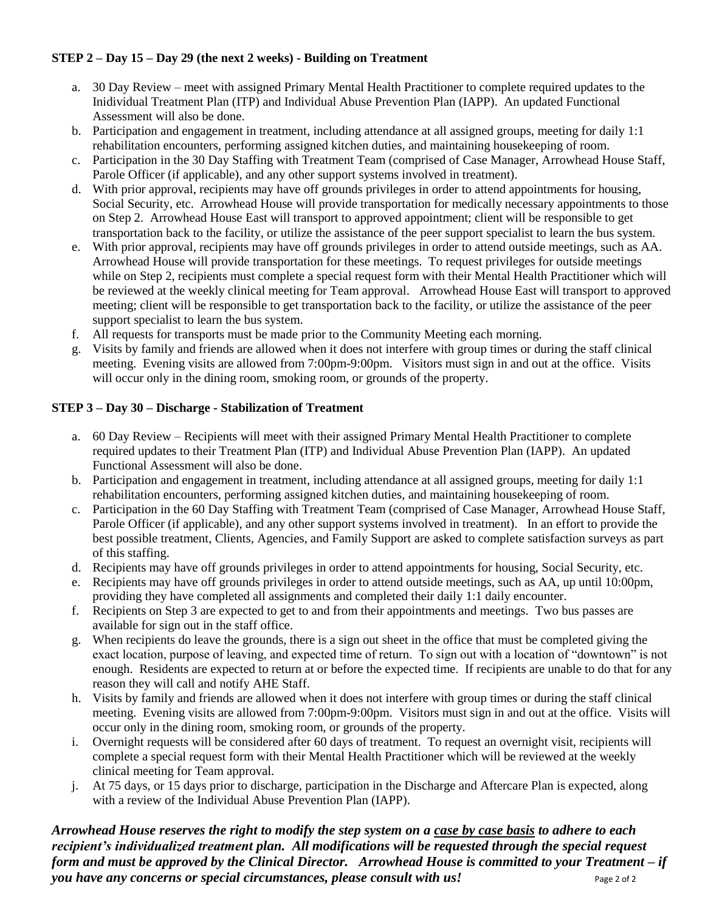**STEP 2 – Day 15 – Day 29 (the next 2 weeks) - Building on Treatment**

a. 30 Day Review – meet with assigned Primary Mental Health Practitioner to complete required updates to the Inidividual Treatment Plan (ITP) and Individual Abuse Prevention Plan (IAPP). An updated Functional Assessment will also be done.
b. Participation and engagement in treatment, including attendance at all assigned groups, meeting for daily 1:1 rehabilitation encounters, performing assigned kitchen duties, and maintaining housekeeping of room.
c. Participation in the 30 Day Staffing with Treatment Team (comprised of Case Manager, Arrowhead House Staff, Parole Officer (if applicable), and any other support systems involved in treatment).
d. With prior approval, recipients may have off grounds privileges in order to attend appointments for housing, Social Security, etc. Arrowhead House will provide transportation for medically necessary appointments to those on Step 2. Arrowhead House East will transport to approved appointment; client will be responsible to get transportation back to the facility, or utilize the assistance of the peer support specialist to learn the bus system.
e. With prior approval, recipients may have off grounds privileges in order to attend outside meetings, such as AA. Arrowhead House will provide transportation for these meetings. To request privileges for outside meetings while on Step 2, recipients must complete a special request form with their Mental Health Practitioner which will be reviewed at the weekly clinical meeting for Team approval. Arrowhead House East will transport to approved meeting; client will be responsible to get transportation back to the facility, or utilize the assistance of the peer support specialist to learn the bus system.
f. All requests for transports must be made prior to the Community Meeting each morning.
g. Visits by family and friends are allowed when it does not interfere with group times or during the staff clinical meeting. Evening visits are allowed from 7:00pm-9:00pm. Visitors must sign in and out at the office. Visits will occur only in the dining room, smoking room, or grounds of the property.

**STEP 3 – Day 30 – Discharge - Stabilization of Treatment**

a. 60 Day Review – Recipients will meet with their assigned Primary Mental Health Practitioner to complete required updates to their Treatment Plan (ITP) and Individual Abuse Prevention Plan (IAPP). An updated Functional Assessment will also be done.
b. Participation and engagement in treatment, including attendance at all assigned groups, meeting for daily 1:1 rehabilitation encounters, performing assigned kitchen duties, and maintaining housekeeping of room.
c. Participation in the 60 Day Staffing with Treatment Team (comprised of Case Manager, Arrowhead House Staff, Parole Officer (if applicable), and any other support systems involved in treatment). In an effort to provide the best possible treatment, Clients, Agencies, and Family Support are asked to complete satisfaction surveys as part of this staffing.
d. Recipients may have off grounds privileges in order to attend appointments for housing, Social Security, etc.
e. Recipients may have off grounds privileges in order to attend outside meetings, such as AA, up until 10:00pm, providing they have completed all assignments and completed their daily 1:1 daily encounter.
f. Recipients on Step 3 are expected to get to and from their appointments and meetings. Two bus passes are available for sign out in the staff office.
g. When recipients do leave the grounds, there is a sign out sheet in the office that must be completed giving the exact location, purpose of leaving, and expected time of return. To sign out with a location of "downtown" is not enough. Residents are expected to return at or before the expected time. If recipients are unable to do that for any reason they will call and notify AHE Staff.
h. Visits by family and friends are allowed when it does not interfere with group times or during the staff clinical meeting. Evening visits are allowed from 7:00pm-9:00pm. Visitors must sign in and out at the office. Visits will occur only in the dining room, smoking room, or grounds of the property.
i. Overnight requests will be considered after 60 days of treatment. To request an overnight visit, recipients will complete a special request form with their Mental Health Practitioner which will be reviewed at the weekly clinical meeting for Team approval.
j. At 75 days, or 15 days prior to discharge, participation in the Discharge and Aftercare Plan is expected, along with a review of the Individual Abuse Prevention Plan (IAPP).

***Arrowhead House reserves the right to modify the step system on a <u>case by case basis</u> to adhere to each recipient's individualized treatment plan. All modifications will be requested through the special request form and must be approved by the Clinical Director. Arrowhead House is committed to your Treatment – if you have any concerns or special circumstances, please consult with us!***